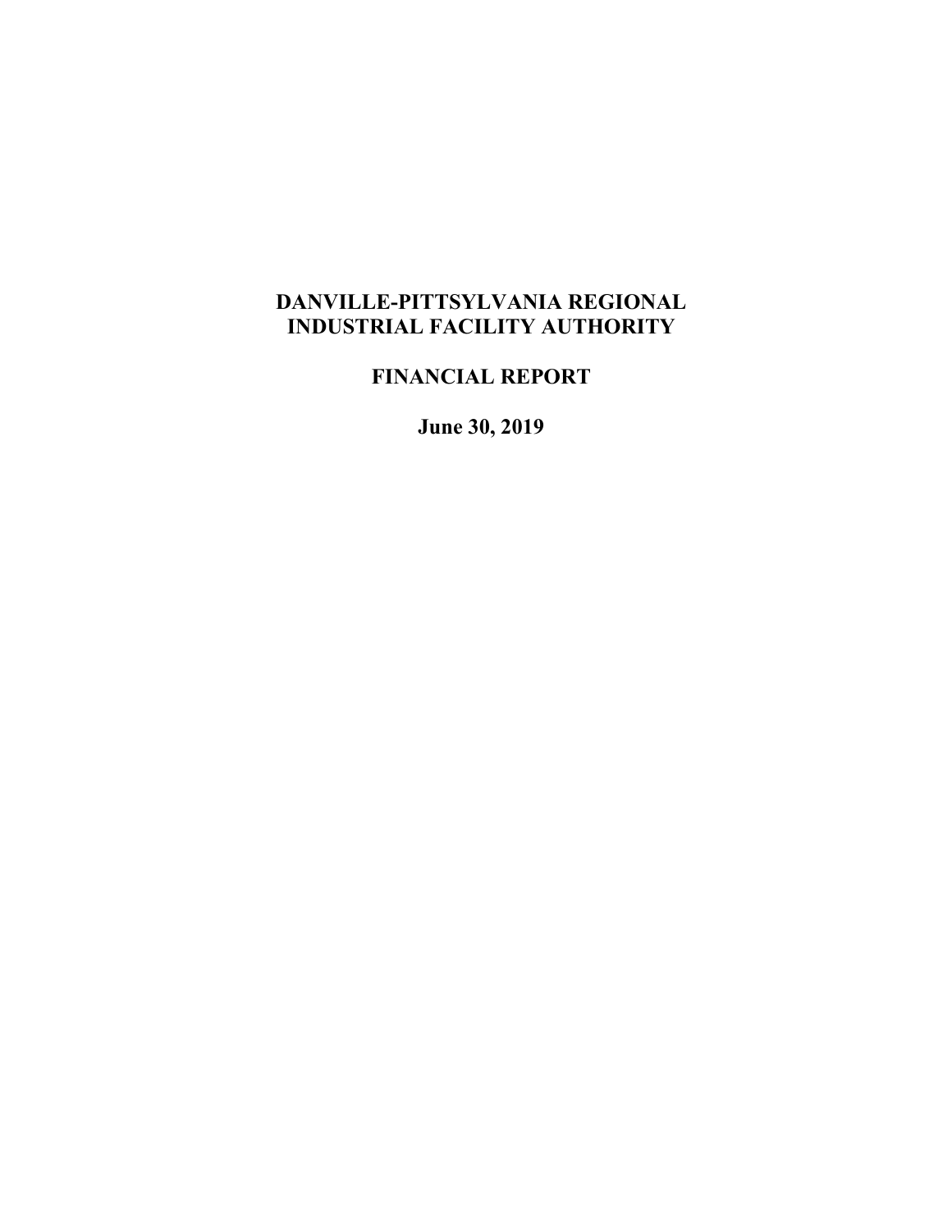# DANVILLE-PITTSYLVANIA REGIONAL INDUSTRIAL FACILITY AUTHORITY

## FINANCIAL REPORT

**June 30, 2019**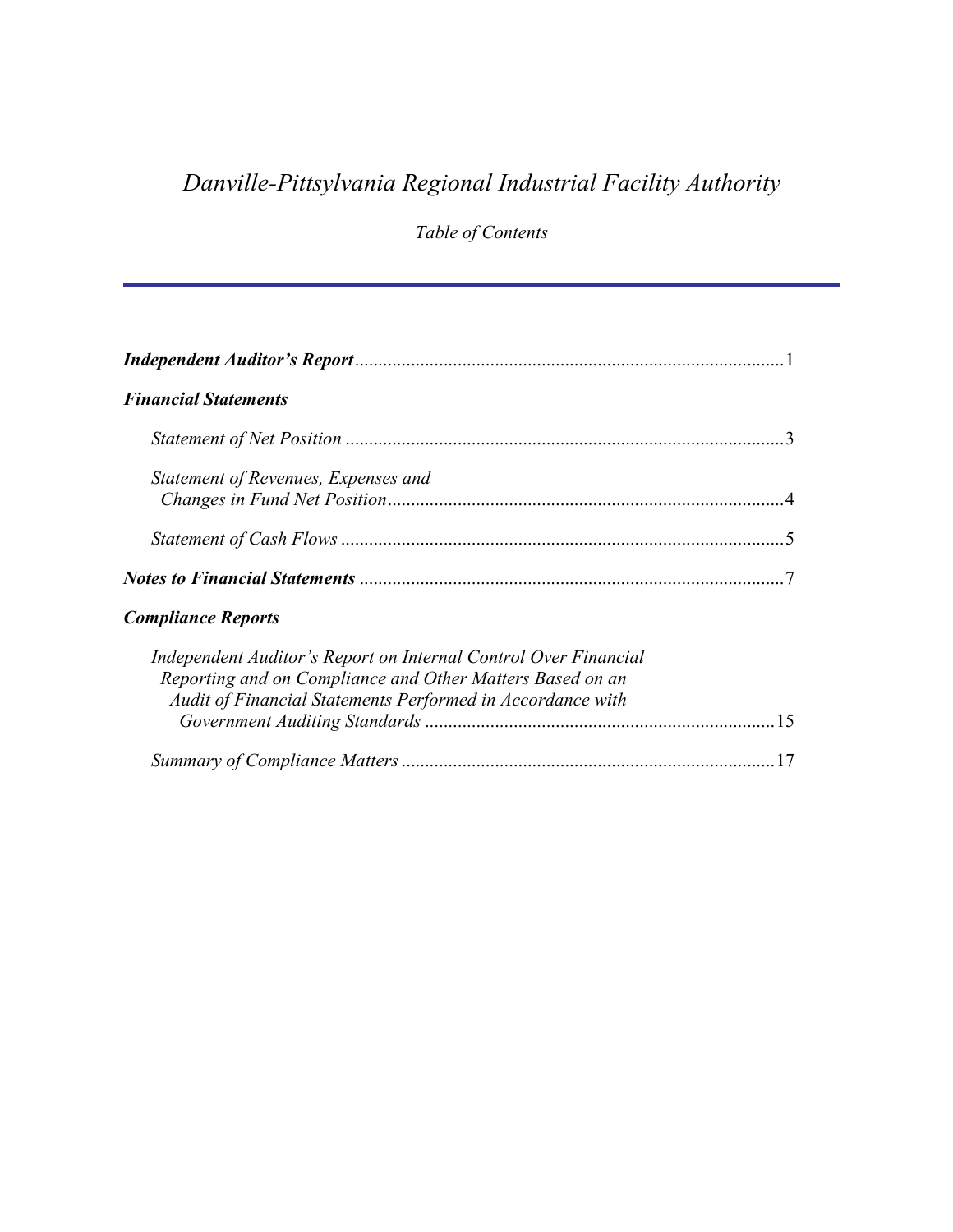# *Danville-Pittsylvania Regional Industrial Facility Authority*

*Table of Contents*

---

| | |
|---|---|
| ***Independent Auditor's Report*** | 1 |
| ***Financial Statements*** | |
| *Statement of Net Position* | 3 |
| *Statement of Revenues, Expenses and Changes in Fund Net Position* | 4 |
| *Statement of Cash Flows* | 5 |
| ***Notes to Financial Statements*** | 7 |
| ***Compliance Reports*** | |
| *Independent Auditor's Report on Internal Control Over Financial Reporting and on Compliance and Other Matters Based on an Audit of Financial Statements Performed in Accordance with Government Auditing Standards* | 15 |
| *Summary of Compliance Matters* | 17 |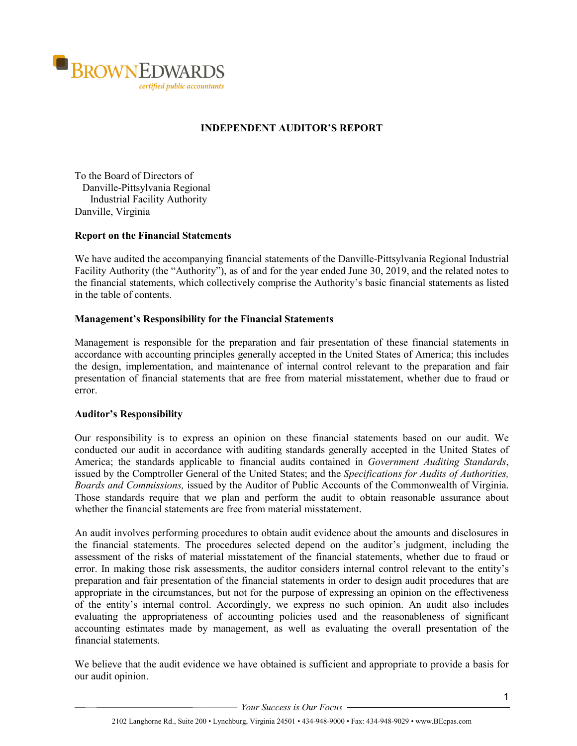# INDEPENDENT AUDITOR'S REPORT

To the Board of Directors of
Danville-Pittsylvania Regional
Industrial Facility Authority
Danville, Virginia

**Report on the Financial Statements**

We have audited the accompanying financial statements of the Danville-Pittsylvania Regional Industrial Facility Authority (the "Authority"), as of and for the year ended June 30, 2019, and the related notes to the financial statements, which collectively comprise the Authority's basic financial statements as listed in the table of contents.

**Management's Responsibility for the Financial Statements**

Management is responsible for the preparation and fair presentation of these financial statements in accordance with accounting principles generally accepted in the United States of America; this includes the design, implementation, and maintenance of internal control relevant to the preparation and fair presentation of financial statements that are free from material misstatement, whether due to fraud or error.

**Auditor's Responsibility**

Our responsibility is to express an opinion on these financial statements based on our audit. We conducted our audit in accordance with auditing standards generally accepted in the United States of America; the standards applicable to financial audits contained in *Government Auditing Standards*, issued by the Comptroller General of the United States; and the *Specifications for Audits of Authorities, Boards and Commissions,* issued by the Auditor of Public Accounts of the Commonwealth of Virginia. Those standards require that we plan and perform the audit to obtain reasonable assurance about whether the financial statements are free from material misstatement.

An audit involves performing procedures to obtain audit evidence about the amounts and disclosures in the financial statements. The procedures selected depend on the auditor's judgment, including the assessment of the risks of material misstatement of the financial statements, whether due to fraud or error. In making those risk assessments, the auditor considers internal control relevant to the entity's preparation and fair presentation of the financial statements in order to design audit procedures that are appropriate in the circumstances, but not for the purpose of expressing an opinion on the effectiveness of the entity's internal control. Accordingly, we express no such opinion. An audit also includes evaluating the appropriateness of accounting policies used and the reasonableness of significant accounting estimates made by management, as well as evaluating the overall presentation of the financial statements.

We believe that the audit evidence we have obtained is sufficient and appropriate to provide a basis for our audit opinion.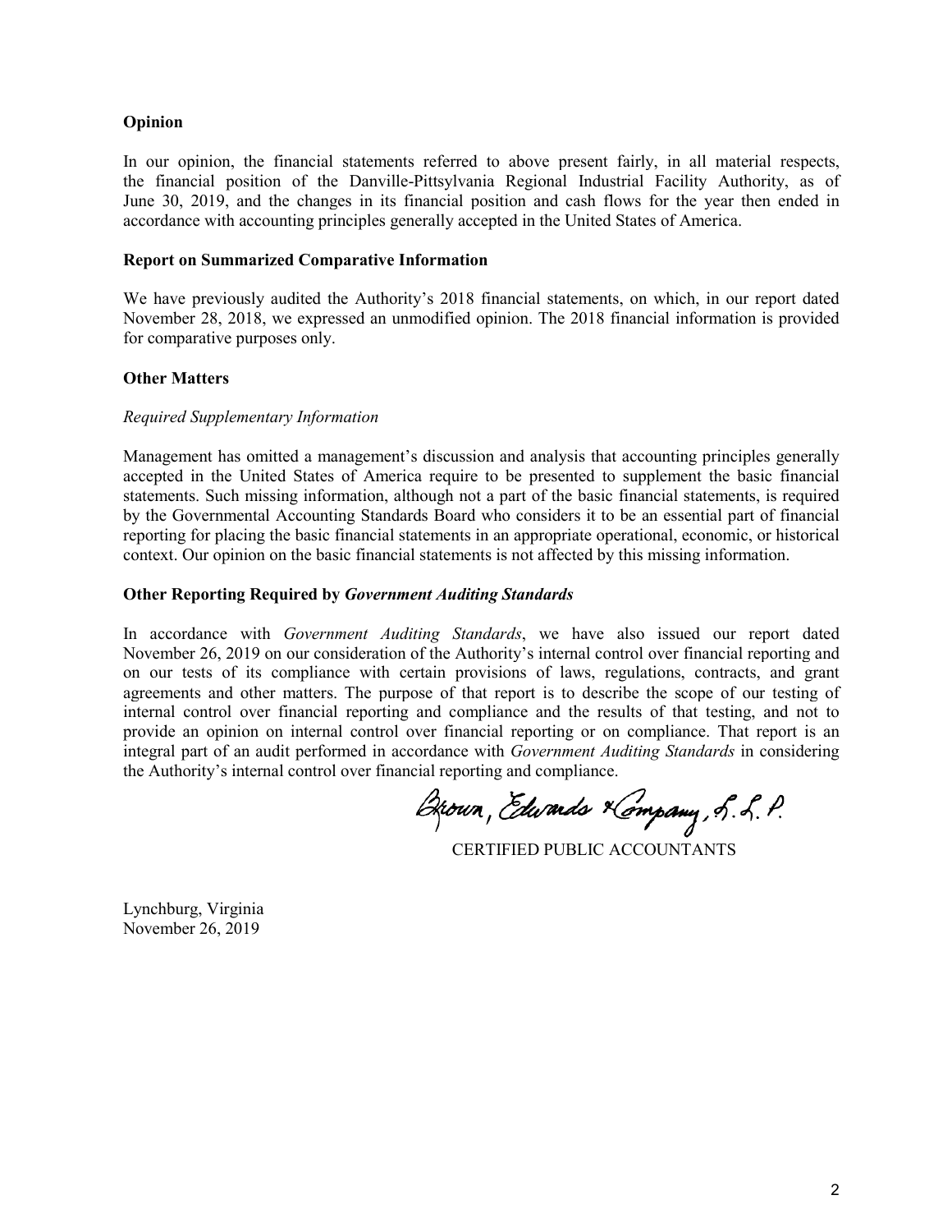**Opinion**

In our opinion, the financial statements referred to above present fairly, in all material respects, the financial position of the Danville-Pittsylvania Regional Industrial Facility Authority, as of June 30, 2019, and the changes in its financial position and cash flows for the year then ended in accordance with accounting principles generally accepted in the United States of America.

**Report on Summarized Comparative Information**

We have previously audited the Authority's 2018 financial statements, on which, in our report dated November 28, 2018, we expressed an unmodified opinion. The 2018 financial information is provided for comparative purposes only.

**Other Matters**

*Required Supplementary Information*

Management has omitted a management's discussion and analysis that accounting principles generally accepted in the United States of America require to be presented to supplement the basic financial statements. Such missing information, although not a part of the basic financial statements, is required by the Governmental Accounting Standards Board who considers it to be an essential part of financial reporting for placing the basic financial statements in an appropriate operational, economic, or historical context. Our opinion on the basic financial statements is not affected by this missing information.

**Other Reporting Required by *Government Auditing Standards***

In accordance with *Government Auditing Standards*, we have also issued our report dated November 26, 2019 on our consideration of the Authority's internal control over financial reporting and on our tests of its compliance with certain provisions of laws, regulations, contracts, and grant agreements and other matters. The purpose of that report is to describe the scope of our testing of internal control over financial reporting and compliance and the results of that testing, and not to provide an opinion on internal control over financial reporting or on compliance. That report is an integral part of an audit performed in accordance with *Government Auditing Standards* in considering the Authority's internal control over financial reporting and compliance.

Brown, Edwards & Company, L.L.P.

CERTIFIED PUBLIC ACCOUNTANTS

Lynchburg, Virginia
November 26, 2019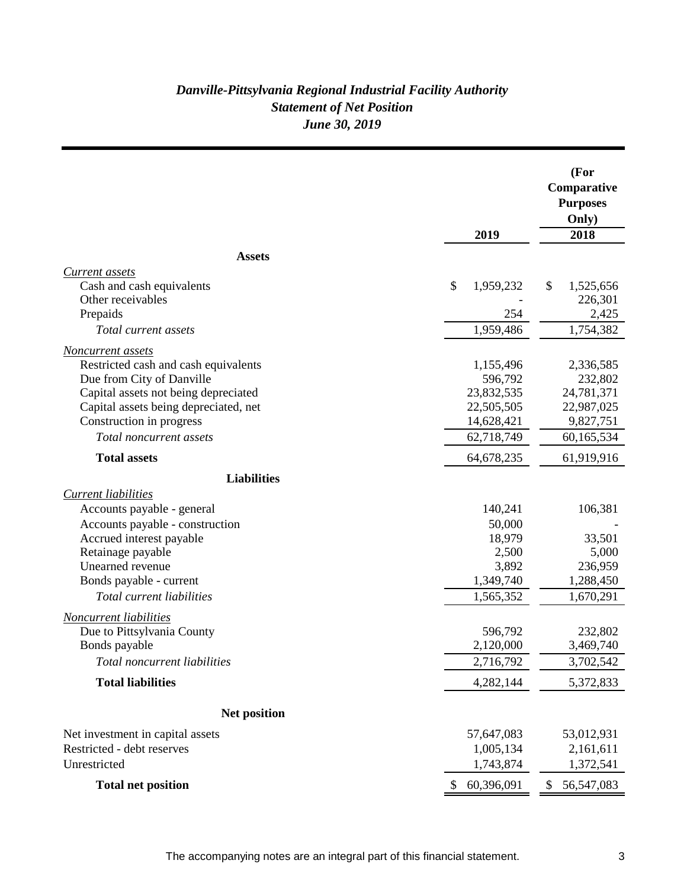# *Danville-Pittsylvania Regional Industrial Facility Authority*
## *Statement of Net Position*
### *June 30, 2019*

| | 2019 | (For Comparative Purposes Only) 2018 |
|---|---|---|
| **Assets** | | |
| *Current assets* | | |
| Cash and cash equivalents | $ 1,959,232 | $ 1,525,656 |
| Other receivables | - | 226,301 |
| Prepaids | 254 | 2,425 |
| *Total current assets* | 1,959,486 | 1,754,382 |
| *Noncurrent assets* | | |
| Restricted cash and cash equivalents | 1,155,496 | 2,336,585 |
| Due from City of Danville | 596,792 | 232,802 |
| Capital assets not being depreciated | 23,832,535 | 24,781,371 |
| Capital assets being depreciated, net | 22,505,505 | 22,987,025 |
| Construction in progress | 14,628,421 | 9,827,751 |
| *Total noncurrent assets* | 62,718,749 | 60,165,534 |
| **Total assets** | 64,678,235 | 61,919,916 |
| **Liabilities** | | |
| *Current liabilities* | | |
| Accounts payable - general | 140,241 | 106,381 |
| Accounts payable - construction | 50,000 | - |
| Accrued interest payable | 18,979 | 33,501 |
| Retainage payable | 2,500 | 5,000 |
| Unearned revenue | 3,892 | 236,959 |
| Bonds payable - current | 1,349,740 | 1,288,450 |
| *Total current liabilities* | 1,565,352 | 1,670,291 |
| *Noncurrent liabilities* | | |
| Due to Pittsylvania County | 596,792 | 232,802 |
| Bonds payable | 2,120,000 | 3,469,740 |
| *Total noncurrent liabilities* | 2,716,792 | 3,702,542 |
| **Total liabilities** | 4,282,144 | 5,372,833 |
| **Net position** | | |
| Net investment in capital assets | 57,647,083 | 53,012,931 |
| Restricted - debt reserves | 1,005,134 | 2,161,611 |
| Unrestricted | 1,743,874 | 1,372,541 |
| **Total net position** | $ 60,396,091 | $ 56,547,083 |

The accompanying notes are an integral part of this financial statement.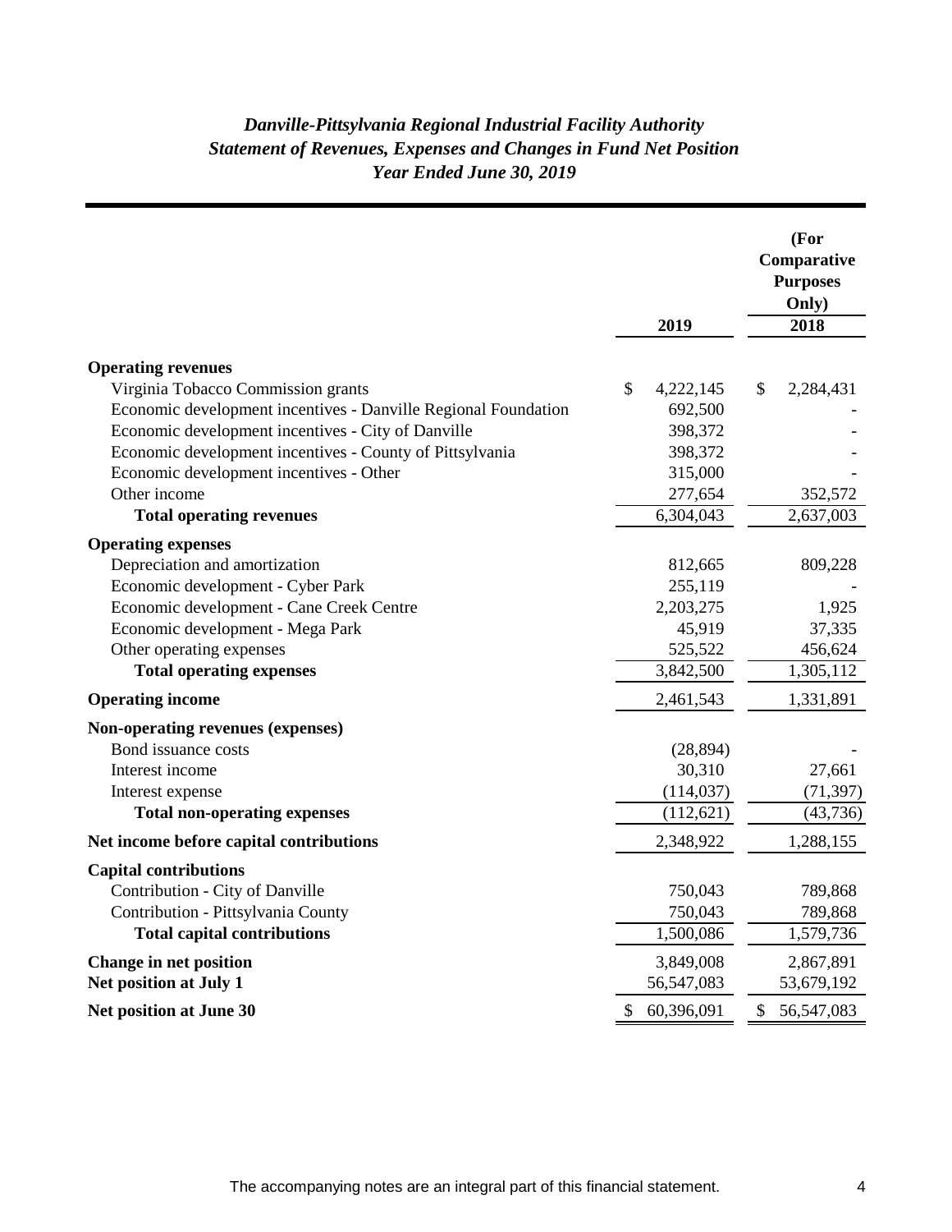# *Danville-Pittsylvania Regional Industrial Facility Authority*
## *Statement of Revenues, Expenses and Changes in Fund Net Position*
### *Year Ended June 30, 2019*

| | 2019 | (For Comparative Purposes Only) 2018 |
|---|---|---|
| **Operating revenues** | | |
| Virginia Tobacco Commission grants | $ 4,222,145 | $ 2,284,431 |
| Economic development incentives - Danville Regional Foundation | 692,500 | - |
| Economic development incentives - City of Danville | 398,372 | - |
| Economic development incentives - County of Pittsylvania | 398,372 | - |
| Economic development incentives - Other | 315,000 | - |
| Other income | 277,654 | 352,572 |
| **Total operating revenues** | 6,304,043 | 2,637,003 |
| **Operating expenses** | | |
| Depreciation and amortization | 812,665 | 809,228 |
| Economic development - Cyber Park | 255,119 | - |
| Economic development - Cane Creek Centre | 2,203,275 | 1,925 |
| Economic development - Mega Park | 45,919 | 37,335 |
| Other operating expenses | 525,522 | 456,624 |
| **Total operating expenses** | 3,842,500 | 1,305,112 |
| **Operating income** | 2,461,543 | 1,331,891 |
| **Non-operating revenues (expenses)** | | |
| Bond issuance costs | (28,894) | - |
| Interest income | 30,310 | 27,661 |
| Interest expense | (114,037) | (71,397) |
| **Total non-operating expenses** | (112,621) | (43,736) |
| **Net income before capital contributions** | 2,348,922 | 1,288,155 |
| **Capital contributions** | | |
| Contribution - City of Danville | 750,043 | 789,868 |
| Contribution - Pittsylvania County | 750,043 | 789,868 |
| **Total capital contributions** | 1,500,086 | 1,579,736 |
| **Change in net position** | 3,849,008 | 2,867,891 |
| **Net position at July 1** | 56,547,083 | 53,679,192 |
| **Net position at June 30** | $ 60,396,091 | $ 56,547,083 |

The accompanying notes are an integral part of this financial statement.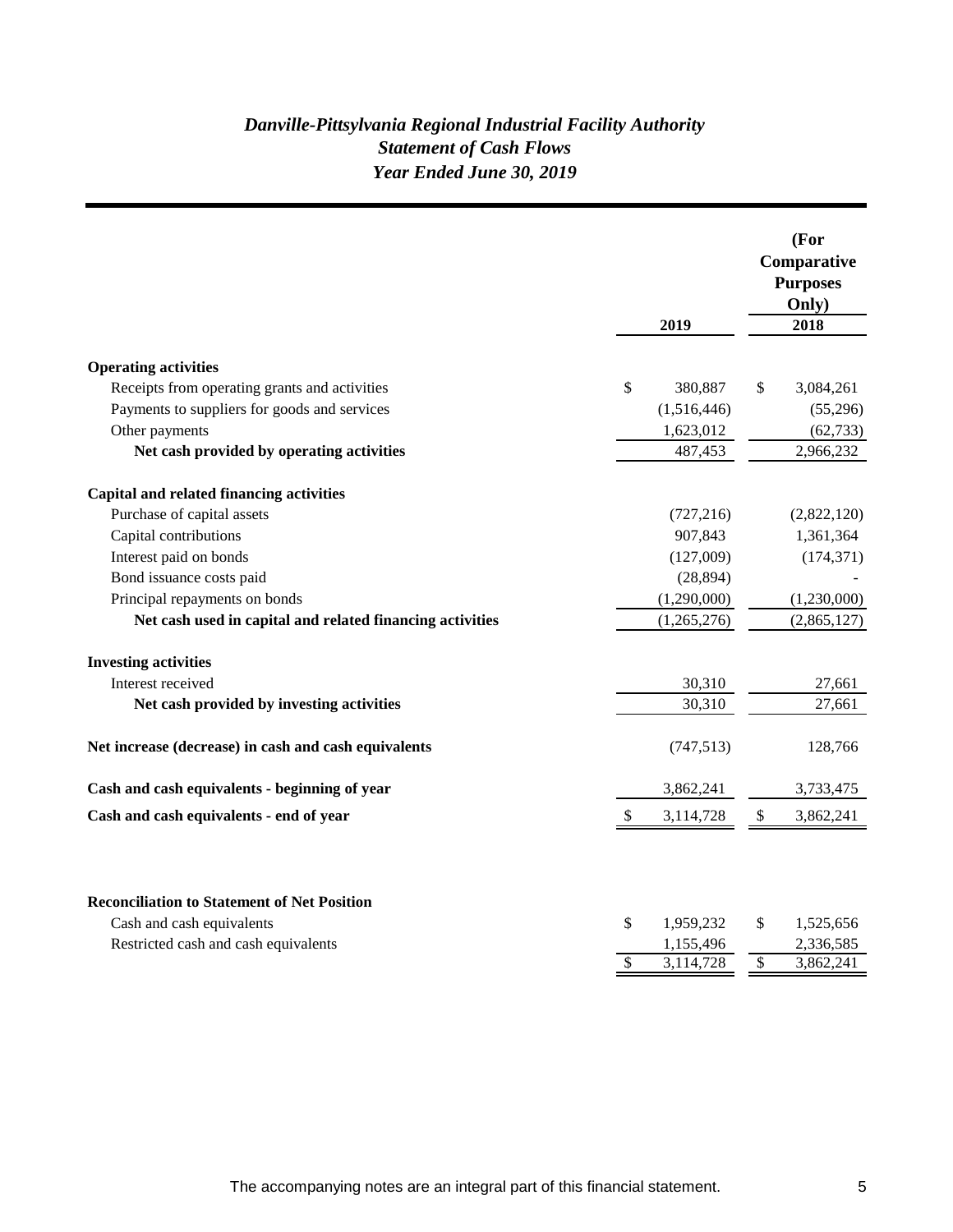# *Danville-Pittsylvania Regional Industrial Facility Authority*
## *Statement of Cash Flows*
## *Year Ended June 30, 2019*

| | 2019 | (For Comparative Purposes Only) 2018 |
|---|---|---|
| **Operating activities** | | |
| Receipts from operating grants and activities | $ 380,887 | $ 3,084,261 |
| Payments to suppliers for goods and services | (1,516,446) | (55,296) |
| Other payments | 1,623,012 | (62,733) |
| **Net cash provided by operating activities** | 487,453 | 2,966,232 |
| **Capital and related financing activities** | | |
| Purchase of capital assets | (727,216) | (2,822,120) |
| Capital contributions | 907,843 | 1,361,364 |
| Interest paid on bonds | (127,009) | (174,371) |
| Bond issuance costs paid | (28,894) | - |
| Principal repayments on bonds | (1,290,000) | (1,230,000) |
| **Net cash used in capital and related financing activities** | (1,265,276) | (2,865,127) |
| **Investing activities** | | |
| Interest received | 30,310 | 27,661 |
| **Net cash provided by investing activities** | 30,310 | 27,661 |
| **Net increase (decrease) in cash and cash equivalents** | (747,513) | 128,766 |
| **Cash and cash equivalents - beginning of year** | 3,862,241 | 3,733,475 |
| **Cash and cash equivalents - end of year** | $ 3,114,728 | $ 3,862,241 |

| **Reconciliation to Statement of Net Position** | | |
|---|---|---|
| Cash and cash equivalents | $ 1,959,232 | $ 1,525,656 |
| Restricted cash and cash equivalents | 1,155,496 | 2,336,585 |
| | $ 3,114,728 | $ 3,862,241 |

The accompanying notes are an integral part of this financial statement.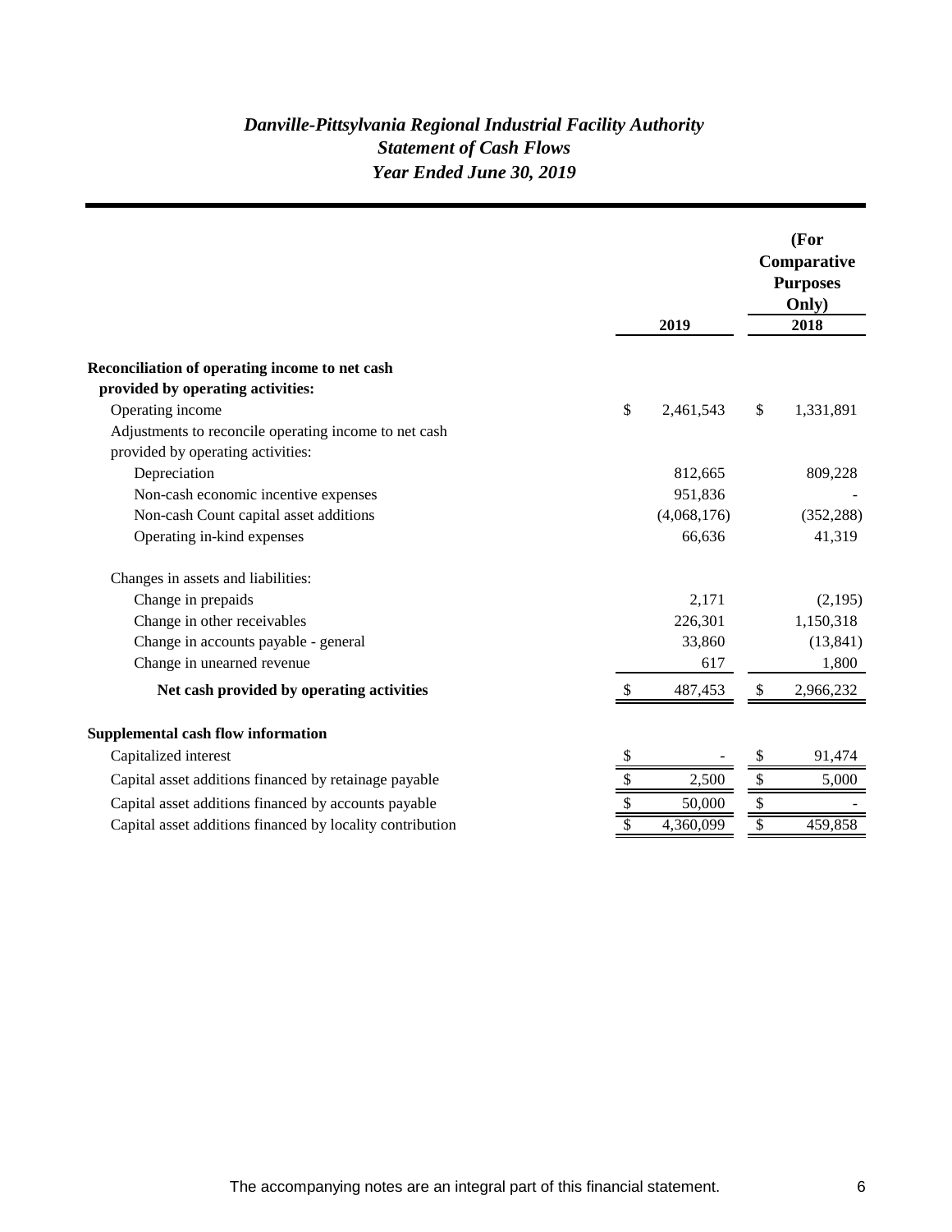# *Danville-Pittsylvania Regional Industrial Facility Authority*
## *Statement of Cash Flows*
### *Year Ended June 30, 2019*

| | 2019 | (For Comparative Purposes Only) 2018 |
|---|---|---|
| **Reconciliation of operating income to net cash provided by operating activities:** | | |
| Operating income | $ 2,461,543 | $ 1,331,891 |
| Adjustments to reconcile operating income to net cash provided by operating activities: | | |
| Depreciation | 812,665 | 809,228 |
| Non-cash economic incentive expenses | 951,836 | - |
| Non-cash Count capital asset additions | (4,068,176) | (352,288) |
| Operating in-kind expenses | 66,636 | 41,319 |
| Changes in assets and liabilities: | | |
| Change in prepaids | 2,171 | (2,195) |
| Change in other receivables | 226,301 | 1,150,318 |
| Change in accounts payable - general | 33,860 | (13,841) |
| Change in unearned revenue | 617 | 1,800 |
| **Net cash provided by operating activities** | $ 487,453 | $ 2,966,232 |
| **Supplemental cash flow information** | | |
| Capitalized interest | $ - | $ 91,474 |
| Capital asset additions financed by retainage payable | $ 2,500 | $ 5,000 |
| Capital asset additions financed by accounts payable | $ 50,000 | $ - |
| Capital asset additions financed by locality contribution | $ 4,360,099 | $ 459,858 |

The accompanying notes are an integral part of this financial statement.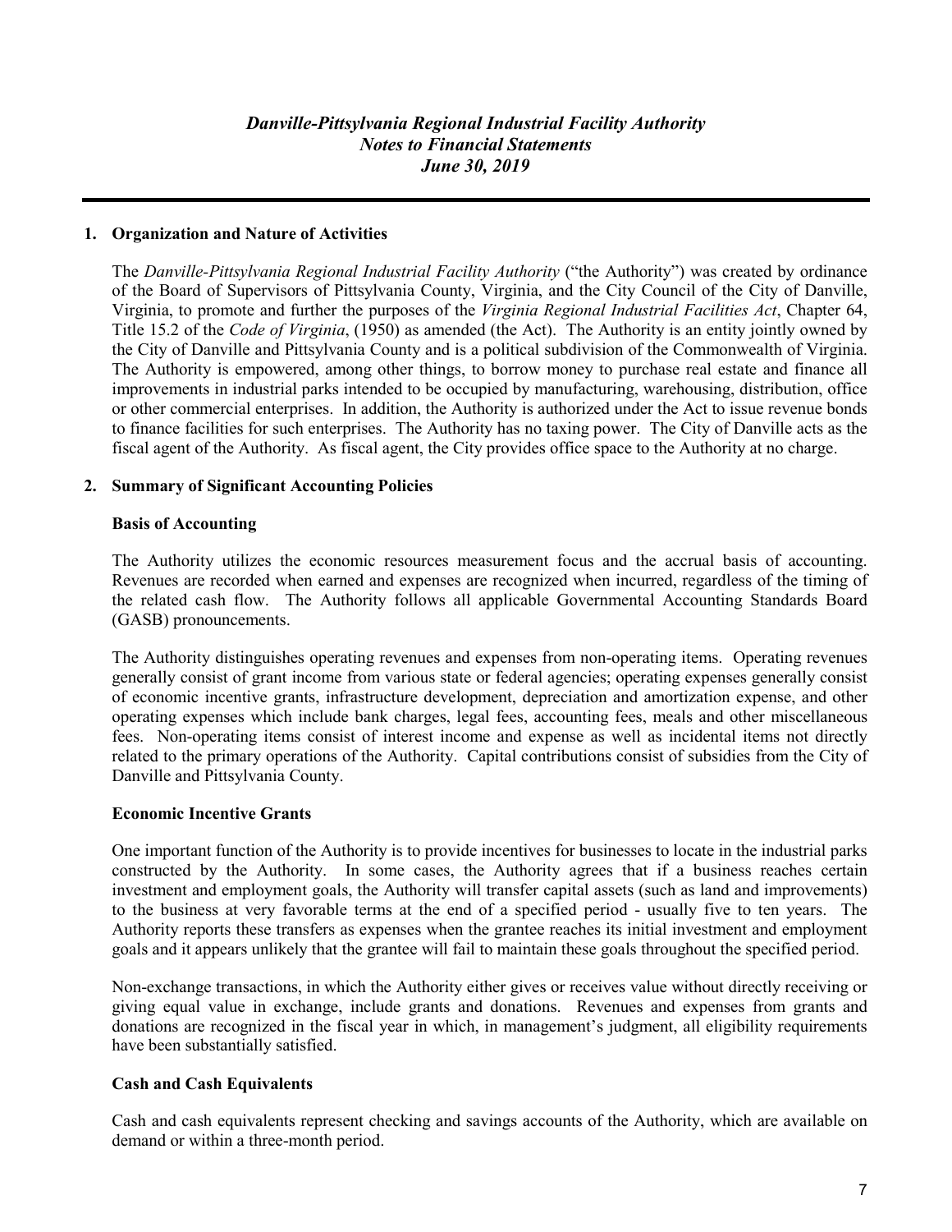***Danville-Pittsylvania Regional Industrial Facility Authority***
***Notes to Financial Statements***
***June 30, 2019***

## 1. Organization and Nature of Activities

The *Danville-Pittsylvania Regional Industrial Facility Authority* ("the Authority") was created by ordinance of the Board of Supervisors of Pittsylvania County, Virginia, and the City Council of the City of Danville, Virginia, to promote and further the purposes of the *Virginia Regional Industrial Facilities Act*, Chapter 64, Title 15.2 of the *Code of Virginia*, (1950) as amended (the Act). The Authority is an entity jointly owned by the City of Danville and Pittsylvania County and is a political subdivision of the Commonwealth of Virginia. The Authority is empowered, among other things, to borrow money to purchase real estate and finance all improvements in industrial parks intended to be occupied by manufacturing, warehousing, distribution, office or other commercial enterprises. In addition, the Authority is authorized under the Act to issue revenue bonds to finance facilities for such enterprises. The Authority has no taxing power. The City of Danville acts as the fiscal agent of the Authority. As fiscal agent, the City provides office space to the Authority at no charge.

## 2. Summary of Significant Accounting Policies

### Basis of Accounting

The Authority utilizes the economic resources measurement focus and the accrual basis of accounting. Revenues are recorded when earned and expenses are recognized when incurred, regardless of the timing of the related cash flow. The Authority follows all applicable Governmental Accounting Standards Board (GASB) pronouncements.

The Authority distinguishes operating revenues and expenses from non-operating items. Operating revenues generally consist of grant income from various state or federal agencies; operating expenses generally consist of economic incentive grants, infrastructure development, depreciation and amortization expense, and other operating expenses which include bank charges, legal fees, accounting fees, meals and other miscellaneous fees. Non-operating items consist of interest income and expense as well as incidental items not directly related to the primary operations of the Authority. Capital contributions consist of subsidies from the City of Danville and Pittsylvania County.

### Economic Incentive Grants

One important function of the Authority is to provide incentives for businesses to locate in the industrial parks constructed by the Authority. In some cases, the Authority agrees that if a business reaches certain investment and employment goals, the Authority will transfer capital assets (such as land and improvements) to the business at very favorable terms at the end of a specified period - usually five to ten years. The Authority reports these transfers as expenses when the grantee reaches its initial investment and employment goals and it appears unlikely that the grantee will fail to maintain these goals throughout the specified period.

Non-exchange transactions, in which the Authority either gives or receives value without directly receiving or giving equal value in exchange, include grants and donations. Revenues and expenses from grants and donations are recognized in the fiscal year in which, in management's judgment, all eligibility requirements have been substantially satisfied.

### Cash and Cash Equivalents

Cash and cash equivalents represent checking and savings accounts of the Authority, which are available on demand or within a three-month period.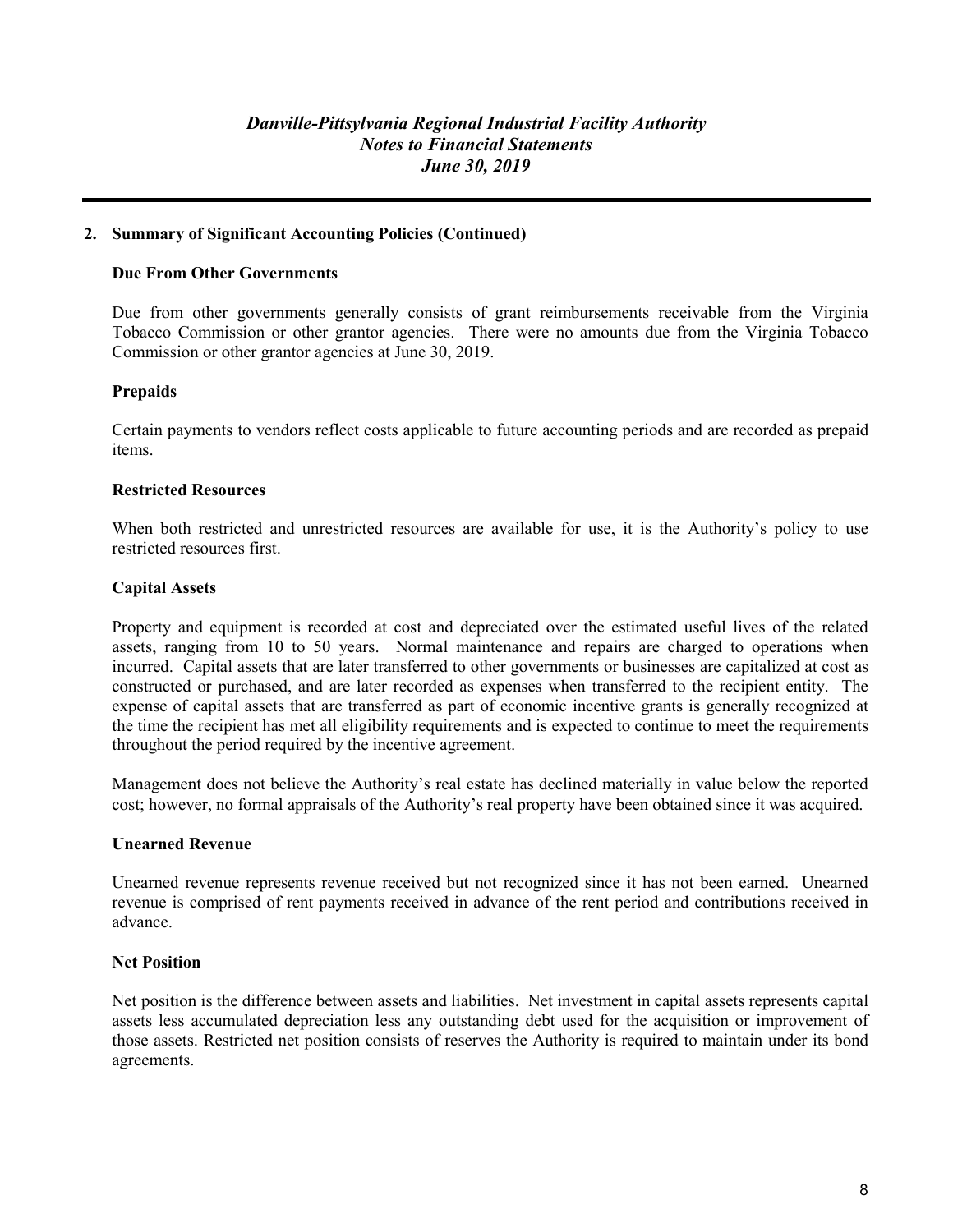## 2. Summary of Significant Accounting Policies (Continued)

### Due From Other Governments

Due from other governments generally consists of grant reimbursements receivable from the Virginia Tobacco Commission or other grantor agencies. There were no amounts due from the Virginia Tobacco Commission or other grantor agencies at June 30, 2019.

### Prepaids

Certain payments to vendors reflect costs applicable to future accounting periods and are recorded as prepaid items.

### Restricted Resources

When both restricted and unrestricted resources are available for use, it is the Authority's policy to use restricted resources first.

### Capital Assets

Property and equipment is recorded at cost and depreciated over the estimated useful lives of the related assets, ranging from 10 to 50 years. Normal maintenance and repairs are charged to operations when incurred. Capital assets that are later transferred to other governments or businesses are capitalized at cost as constructed or purchased, and are later recorded as expenses when transferred to the recipient entity. The expense of capital assets that are transferred as part of economic incentive grants is generally recognized at the time the recipient has met all eligibility requirements and is expected to continue to meet the requirements throughout the period required by the incentive agreement.

Management does not believe the Authority's real estate has declined materially in value below the reported cost; however, no formal appraisals of the Authority's real property have been obtained since it was acquired.

### Unearned Revenue

Unearned revenue represents revenue received but not recognized since it has not been earned. Unearned revenue is comprised of rent payments received in advance of the rent period and contributions received in advance.

### Net Position

Net position is the difference between assets and liabilities. Net investment in capital assets represents capital assets less accumulated depreciation less any outstanding debt used for the acquisition or improvement of those assets. Restricted net position consists of reserves the Authority is required to maintain under its bond agreements.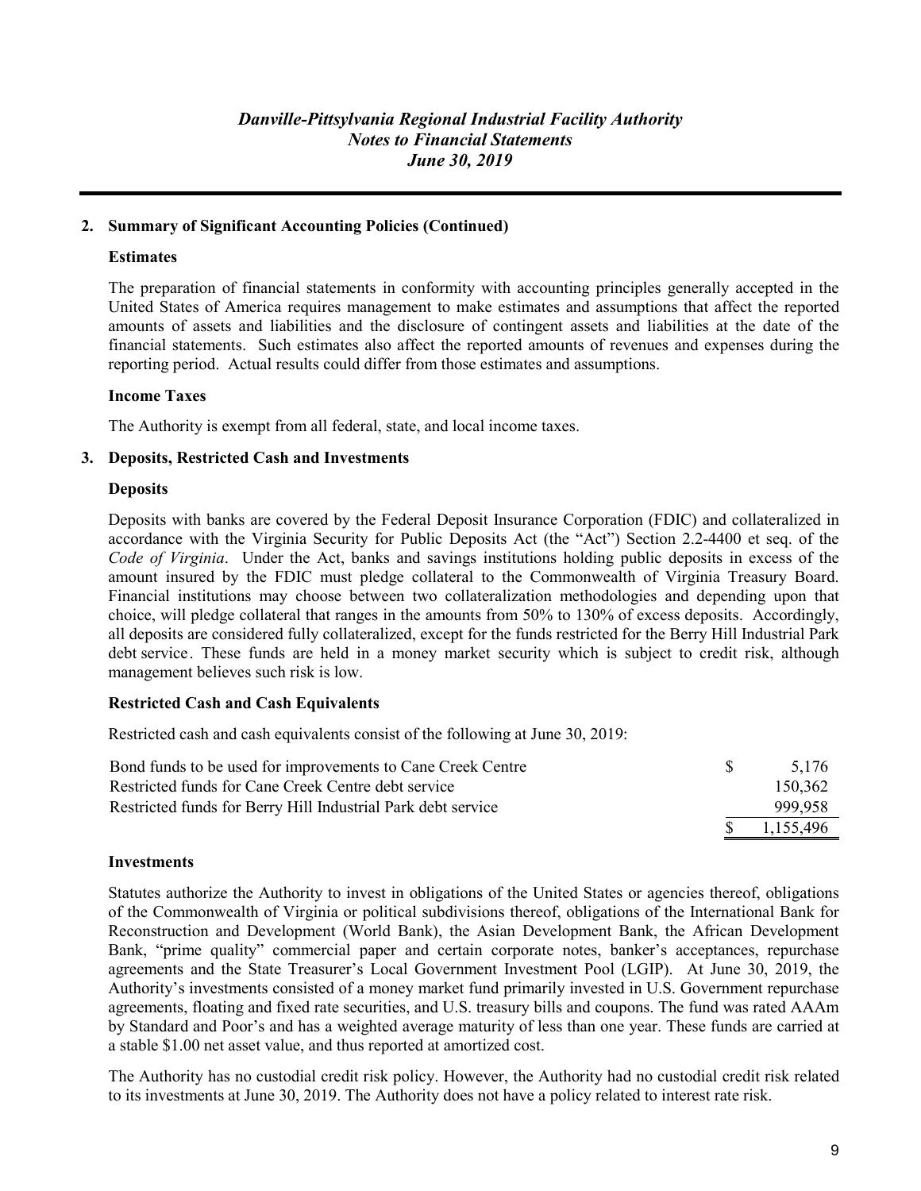## 2. Summary of Significant Accounting Policies (Continued)

### Estimates

The preparation of financial statements in conformity with accounting principles generally accepted in the United States of America requires management to make estimates and assumptions that affect the reported amounts of assets and liabilities and the disclosure of contingent assets and liabilities at the date of the financial statements. Such estimates also affect the reported amounts of revenues and expenses during the reporting period. Actual results could differ from those estimates and assumptions.

### Income Taxes

The Authority is exempt from all federal, state, and local income taxes.

## 3. Deposits, Restricted Cash and Investments

### Deposits

Deposits with banks are covered by the Federal Deposit Insurance Corporation (FDIC) and collateralized in accordance with the Virginia Security for Public Deposits Act (the "Act") Section 2.2-4400 et seq. of the *Code of Virginia*. Under the Act, banks and savings institutions holding public deposits in excess of the amount insured by the FDIC must pledge collateral to the Commonwealth of Virginia Treasury Board. Financial institutions may choose between two collateralization methodologies and depending upon that choice, will pledge collateral that ranges in the amounts from 50% to 130% of excess deposits. Accordingly, all deposits are considered fully collateralized, except for the funds restricted for the Berry Hill Industrial Park debt service. These funds are held in a money market security which is subject to credit risk, although management believes such risk is low.

### Restricted Cash and Cash Equivalents

Restricted cash and cash equivalents consist of the following at June 30, 2019:

| | |
|---|---|
| Bond funds to be used for improvements to Cane Creek Centre | $ 5,176 |
| Restricted funds for Cane Creek Centre debt service | 150,362 |
| Restricted funds for Berry Hill Industrial Park debt service | 999,958 |
| | $ 1,155,496 |

### Investments

Statutes authorize the Authority to invest in obligations of the United States or agencies thereof, obligations of the Commonwealth of Virginia or political subdivisions thereof, obligations of the International Bank for Reconstruction and Development (World Bank), the Asian Development Bank, the African Development Bank, "prime quality" commercial paper and certain corporate notes, banker's acceptances, repurchase agreements and the State Treasurer's Local Government Investment Pool (LGIP). At June 30, 2019, the Authority's investments consisted of a money market fund primarily invested in U.S. Government repurchase agreements, floating and fixed rate securities, and U.S. treasury bills and coupons. The fund was rated AAAm by Standard and Poor's and has a weighted average maturity of less than one year. These funds are carried at a stable $1.00 net asset value, and thus reported at amortized cost.

The Authority has no custodial credit risk policy. However, the Authority had no custodial credit risk related to its investments at June 30, 2019. The Authority does not have a policy related to interest rate risk.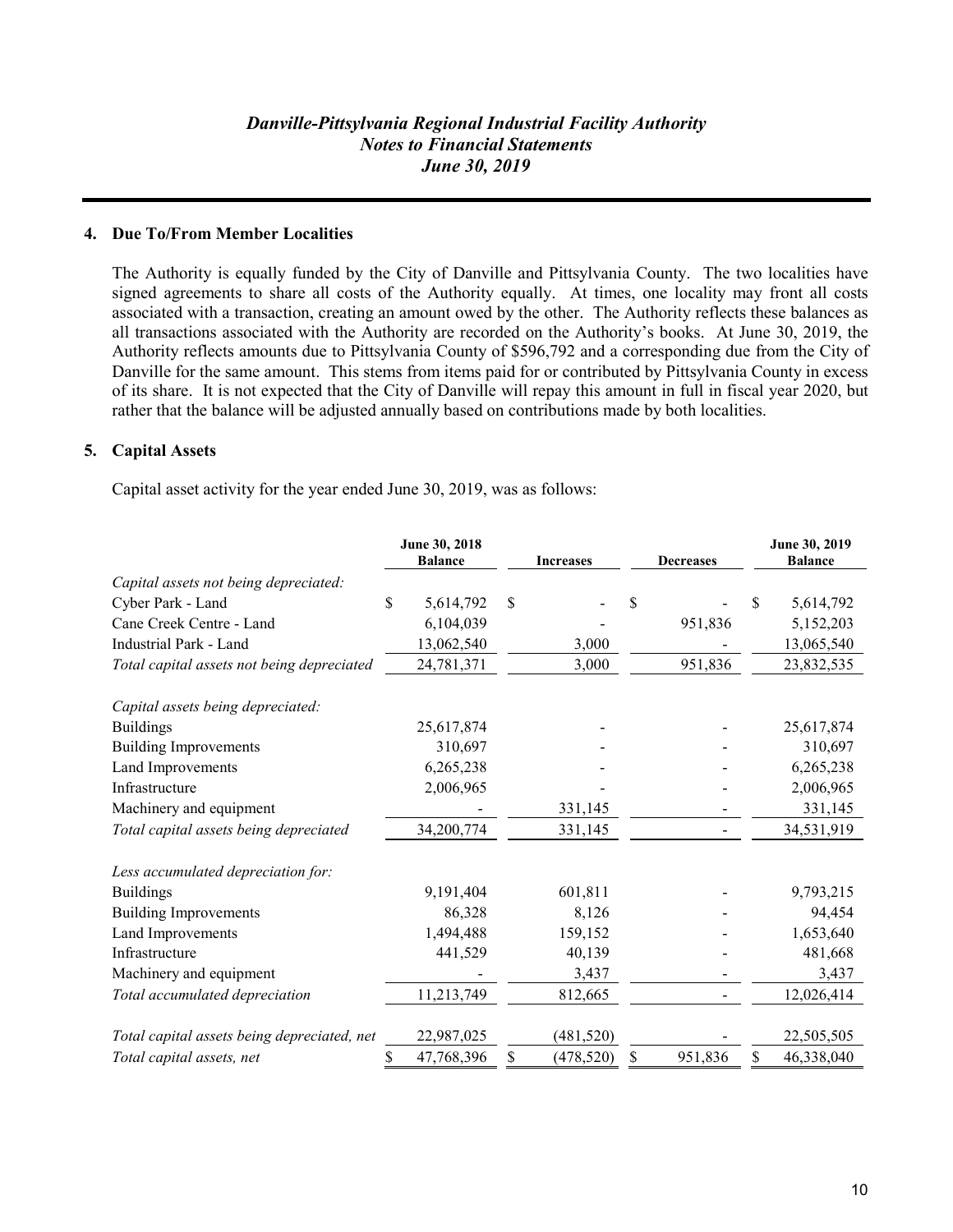## 4. Due To/From Member Localities

The Authority is equally funded by the City of Danville and Pittsylvania County. The two localities have signed agreements to share all costs of the Authority equally. At times, one locality may front all costs associated with a transaction, creating an amount owed by the other. The Authority reflects these balances as all transactions associated with the Authority are recorded on the Authority's books. At June 30, 2019, the Authority reflects amounts due to Pittsylvania County of $596,792 and a corresponding due from the City of Danville for the same amount. This stems from items paid for or contributed by Pittsylvania County in excess of its share. It is not expected that the City of Danville will repay this amount in full in fiscal year 2020, but rather that the balance will be adjusted annually based on contributions made by both localities.

## 5. Capital Assets

Capital asset activity for the year ended June 30, 2019, was as follows:

| | June 30, 2018 Balance | Increases | Decreases | June 30, 2019 Balance |
|---|---|---|---|---|
| *Capital assets not being depreciated:* | | | | |
| Cyber Park - Land | $ 5,614,792 | $ - | $ - | $ 5,614,792 |
| Cane Creek Centre - Land | 6,104,039 | - | 951,836 | 5,152,203 |
| Industrial Park - Land | 13,062,540 | 3,000 | - | 13,065,540 |
| *Total capital assets not being depreciated* | 24,781,371 | 3,000 | 951,836 | 23,832,535 |
| *Capital assets being depreciated:* | | | | |
| Buildings | 25,617,874 | - | - | 25,617,874 |
| Building Improvements | 310,697 | - | - | 310,697 |
| Land Improvements | 6,265,238 | - | - | 6,265,238 |
| Infrastructure | 2,006,965 | - | - | 2,006,965 |
| Machinery and equipment | - | 331,145 | - | 331,145 |
| *Total capital assets being depreciated* | 34,200,774 | 331,145 | - | 34,531,919 |
| *Less accumulated depreciation for:* | | | | |
| Buildings | 9,191,404 | 601,811 | - | 9,793,215 |
| Building Improvements | 86,328 | 8,126 | - | 94,454 |
| Land Improvements | 1,494,488 | 159,152 | - | 1,653,640 |
| Infrastructure | 441,529 | 40,139 | - | 481,668 |
| Machinery and equipment | - | 3,437 | - | 3,437 |
| *Total accumulated depreciation* | 11,213,749 | 812,665 | - | 12,026,414 |
| *Total capital assets being depreciated, net* | 22,987,025 | (481,520) | - | 22,505,505 |
| *Total capital assets, net* | $ 47,768,396 | $ (478,520) | $ 951,836 | $ 46,338,040 |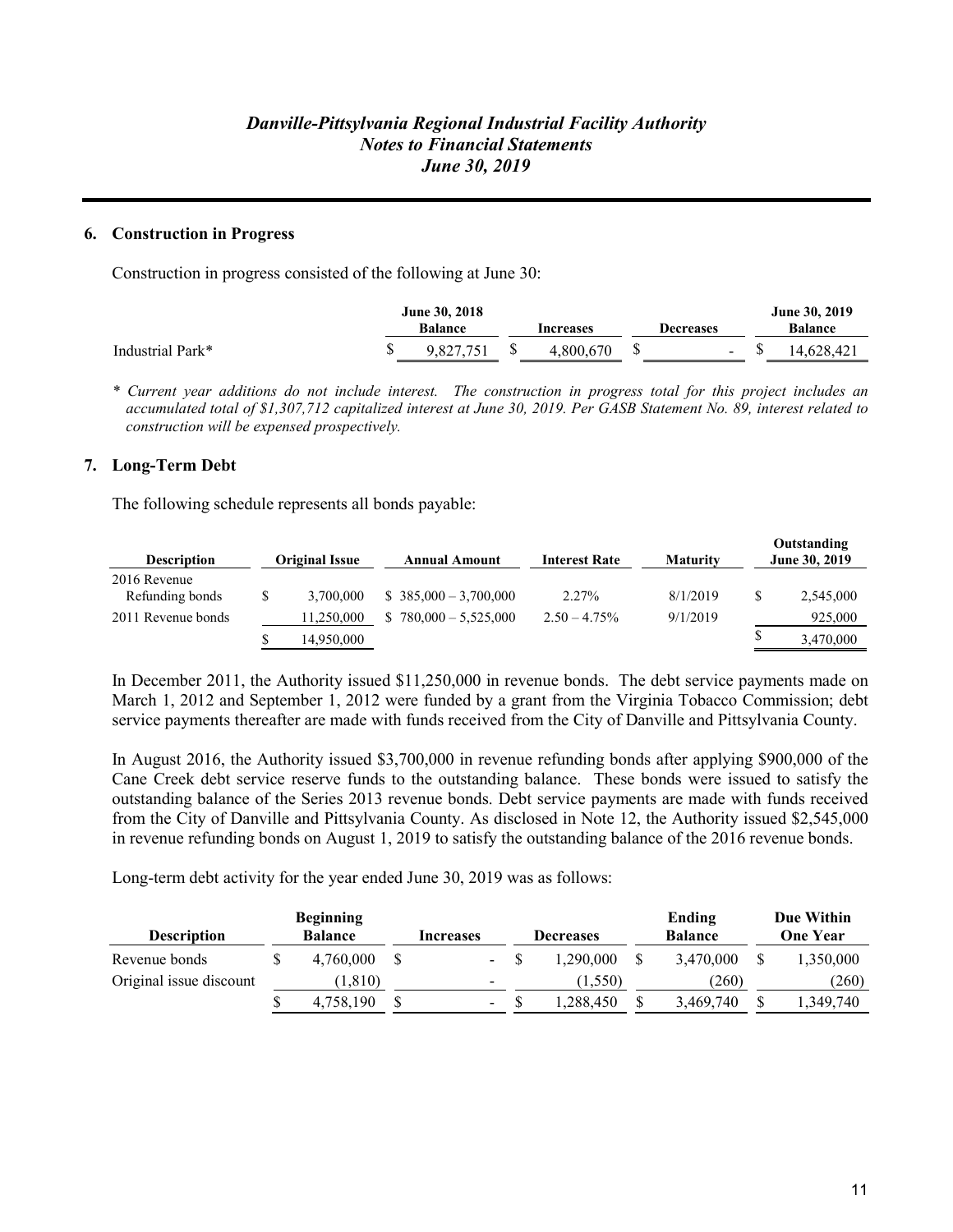## 6. Construction in Progress

Construction in progress consisted of the following at June 30:

| | June 30, 2018 Balance | Increases | Decreases | June 30, 2019 Balance |
|---|---|---|---|---|
| Industrial Park* | $ 9,827,751 | $ 4,800,670 | $ - | $ 14,628,421 |

*\* Current year additions do not include interest. The construction in progress total for this project includes an accumulated total of $1,307,712 capitalized interest at June 30, 2019. Per GASB Statement No. 89, interest related to construction will be expensed prospectively.*

## 7. Long-Term Debt

The following schedule represents all bonds payable:

| Description | Original Issue | Annual Amount | Interest Rate | Maturity | Outstanding June 30, 2019 |
|---|---|---|---|---|---|
| 2016 Revenue Refunding bonds | $ 3,700,000 | $ 385,000 – 3,700,000 | 2.27% | 8/1/2019 | $ 2,545,000 |
| 2011 Revenue bonds | 11,250,000 | $ 780,000 – 5,525,000 | 2.50 – 4.75% | 9/1/2019 | 925,000 |
| | $ 14,950,000 | | | | $ 3,470,000 |

In December 2011, the Authority issued $11,250,000 in revenue bonds. The debt service payments made on March 1, 2012 and September 1, 2012 were funded by a grant from the Virginia Tobacco Commission; debt service payments thereafter are made with funds received from the City of Danville and Pittsylvania County.

In August 2016, the Authority issued $3,700,000 in revenue refunding bonds after applying $900,000 of the Cane Creek debt service reserve funds to the outstanding balance. These bonds were issued to satisfy the outstanding balance of the Series 2013 revenue bonds. Debt service payments are made with funds received from the City of Danville and Pittsylvania County. As disclosed in Note 12, the Authority issued $2,545,000 in revenue refunding bonds on August 1, 2019 to satisfy the outstanding balance of the 2016 revenue bonds.

Long-term debt activity for the year ended June 30, 2019 was as follows:

| Description | Beginning Balance | Increases | Decreases | Ending Balance | Due Within One Year |
|---|---|---|---|---|---|
| Revenue bonds | $ 4,760,000 | $ - | $ 1,290,000 | $ 3,470,000 | $ 1,350,000 |
| Original issue discount | (1,810) | - | (1,550) | (260) | (260) |
| | $ 4,758,190 | $ - | $ 1,288,450 | $ 3,469,740 | $ 1,349,740 |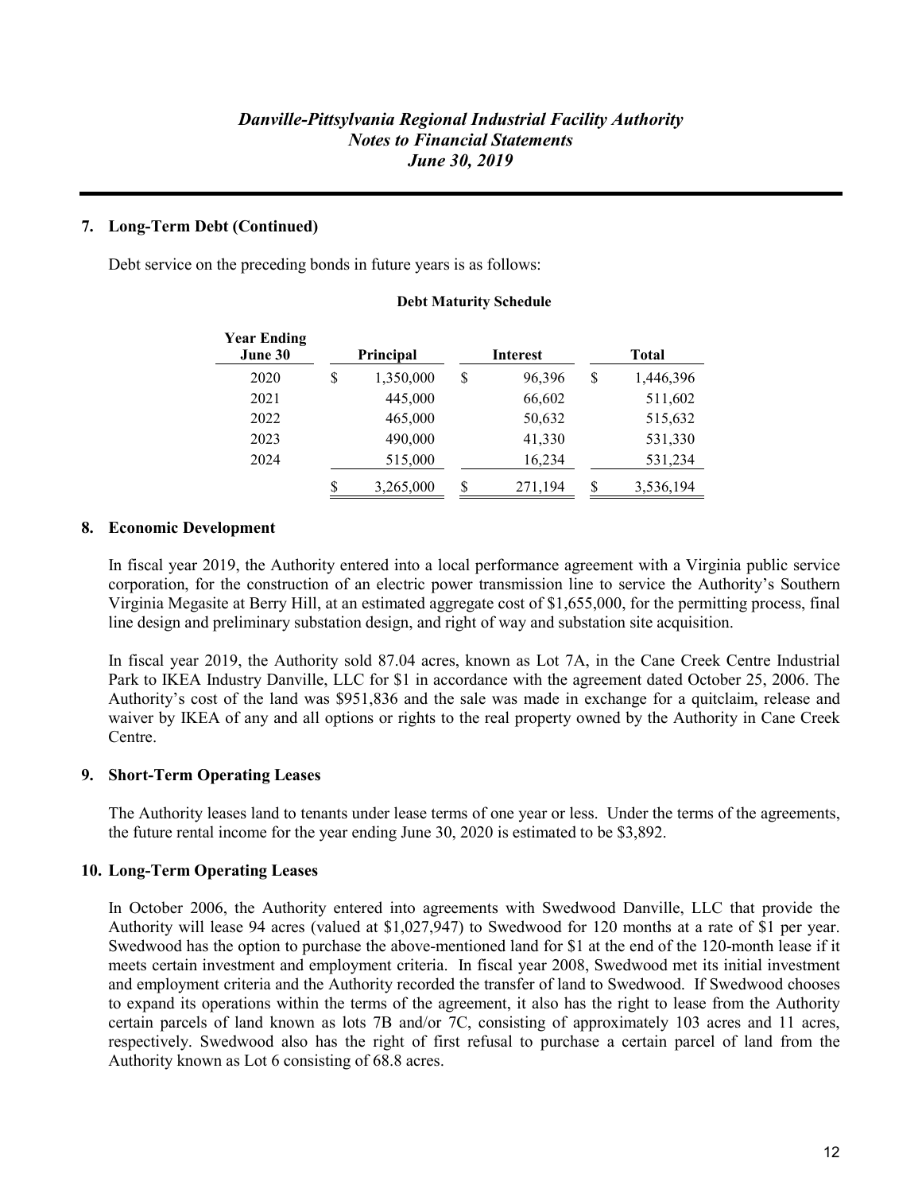# Danville-Pittsylvania Regional Industrial Facility Authority
## Notes to Financial Statements
## June 30, 2019

### 7. Long-Term Debt (Continued)

Debt service on the preceding bonds in future years is as follows:

**Debt Maturity Schedule**

| Year Ending June 30 | Principal | Interest | Total |
|---|---|---|---|
| 2020 | $ 1,350,000 | $ 96,396 | $ 1,446,396 |
| 2021 | 445,000 | 66,602 | 511,602 |
| 2022 | 465,000 | 50,632 | 515,632 |
| 2023 | 490,000 | 41,330 | 531,330 |
| 2024 | 515,000 | 16,234 | 531,234 |
| | $ 3,265,000 | $ 271,194 | $ 3,536,194 |

### 8. Economic Development

In fiscal year 2019, the Authority entered into a local performance agreement with a Virginia public service corporation, for the construction of an electric power transmission line to service the Authority's Southern Virginia Megasite at Berry Hill, at an estimated aggregate cost of $1,655,000, for the permitting process, final line design and preliminary substation design, and right of way and substation site acquisition.

In fiscal year 2019, the Authority sold 87.04 acres, known as Lot 7A, in the Cane Creek Centre Industrial Park to IKEA Industry Danville, LLC for $1 in accordance with the agreement dated October 25, 2006. The Authority's cost of the land was $951,836 and the sale was made in exchange for a quitclaim, release and waiver by IKEA of any and all options or rights to the real property owned by the Authority in Cane Creek Centre.

### 9. Short-Term Operating Leases

The Authority leases land to tenants under lease terms of one year or less. Under the terms of the agreements, the future rental income for the year ending June 30, 2020 is estimated to be $3,892.

### 10. Long-Term Operating Leases

In October 2006, the Authority entered into agreements with Swedwood Danville, LLC that provide the Authority will lease 94 acres (valued at $1,027,947) to Swedwood for 120 months at a rate of $1 per year. Swedwood has the option to purchase the above-mentioned land for $1 at the end of the 120-month lease if it meets certain investment and employment criteria. In fiscal year 2008, Swedwood met its initial investment and employment criteria and the Authority recorded the transfer of land to Swedwood. If Swedwood chooses to expand its operations within the terms of the agreement, it also has the right to lease from the Authority certain parcels of land known as lots 7B and/or 7C, consisting of approximately 103 acres and 11 acres, respectively. Swedwood also has the right of first refusal to purchase a certain parcel of land from the Authority known as Lot 6 consisting of 68.8 acres.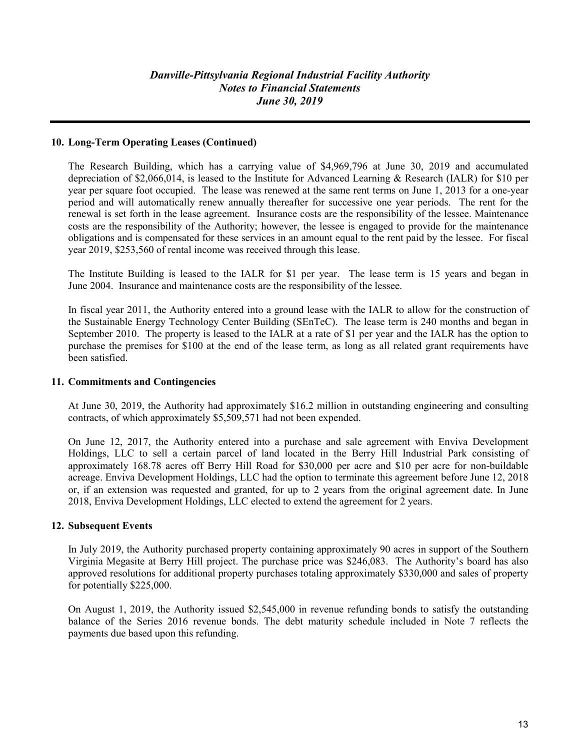## 10. Long-Term Operating Leases (Continued)

The Research Building, which has a carrying value of $4,969,796 at June 30, 2019 and accumulated depreciation of $2,066,014, is leased to the Institute for Advanced Learning & Research (IALR) for $10 per year per square foot occupied. The lease was renewed at the same rent terms on June 1, 2013 for a one-year period and will automatically renew annually thereafter for successive one year periods. The rent for the renewal is set forth in the lease agreement. Insurance costs are the responsibility of the lessee. Maintenance costs are the responsibility of the Authority; however, the lessee is engaged to provide for the maintenance obligations and is compensated for these services in an amount equal to the rent paid by the lessee. For fiscal year 2019, $253,560 of rental income was received through this lease.

The Institute Building is leased to the IALR for $1 per year. The lease term is 15 years and began in June 2004. Insurance and maintenance costs are the responsibility of the lessee.

In fiscal year 2011, the Authority entered into a ground lease with the IALR to allow for the construction of the Sustainable Energy Technology Center Building (SEnTeC). The lease term is 240 months and began in September 2010. The property is leased to the IALR at a rate of $1 per year and the IALR has the option to purchase the premises for $100 at the end of the lease term, as long as all related grant requirements have been satisfied.

## 11. Commitments and Contingencies

At June 30, 2019, the Authority had approximately $16.2 million in outstanding engineering and consulting contracts, of which approximately $5,509,571 had not been expended.

On June 12, 2017, the Authority entered into a purchase and sale agreement with Enviva Development Holdings, LLC to sell a certain parcel of land located in the Berry Hill Industrial Park consisting of approximately 168.78 acres off Berry Hill Road for $30,000 per acre and $10 per acre for non-buildable acreage. Enviva Development Holdings, LLC had the option to terminate this agreement before June 12, 2018 or, if an extension was requested and granted, for up to 2 years from the original agreement date. In June 2018, Enviva Development Holdings, LLC elected to extend the agreement for 2 years.

## 12. Subsequent Events

In July 2019, the Authority purchased property containing approximately 90 acres in support of the Southern Virginia Megasite at Berry Hill project. The purchase price was $246,083. The Authority's board has also approved resolutions for additional property purchases totaling approximately $330,000 and sales of property for potentially $225,000.

On August 1, 2019, the Authority issued $2,545,000 in revenue refunding bonds to satisfy the outstanding balance of the Series 2016 revenue bonds. The debt maturity schedule included in Note 7 reflects the payments due based upon this refunding.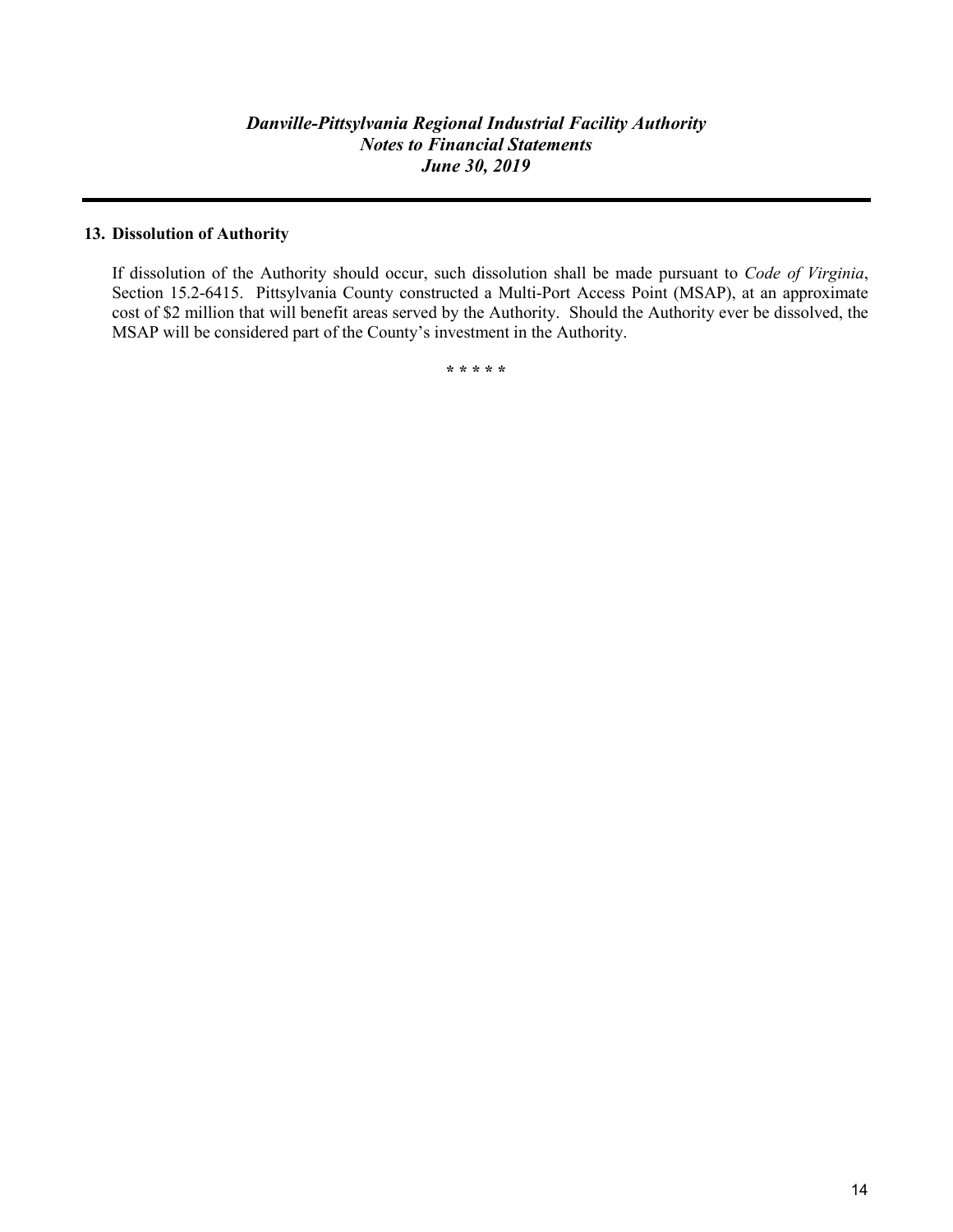## 13. Dissolution of Authority

If dissolution of the Authority should occur, such dissolution shall be made pursuant to *Code of Virginia*, Section 15.2-6415. Pittsylvania County constructed a Multi-Port Access Point (MSAP), at an approximate cost of $2 million that will benefit areas served by the Authority. Should the Authority ever be dissolved, the MSAP will be considered part of the County's investment in the Authority.

\* \* \* \* \*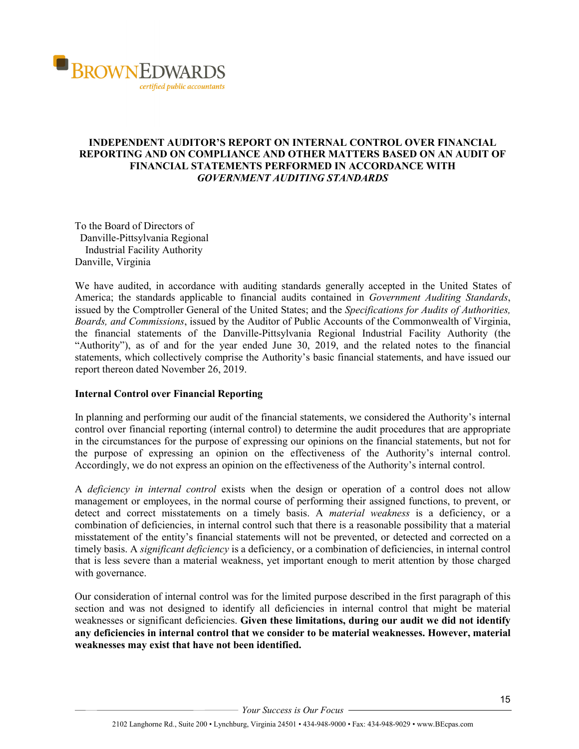BROWN EDWARDS

*certified public accountants*

**INDEPENDENT AUDITOR'S REPORT ON INTERNAL CONTROL OVER FINANCIAL REPORTING AND ON COMPLIANCE AND OTHER MATTERS BASED ON AN AUDIT OF FINANCIAL STATEMENTS PERFORMED IN ACCORDANCE WITH *GOVERNMENT AUDITING STANDARDS***

To the Board of Directors of
Danville-Pittsylvania Regional
Industrial Facility Authority
Danville, Virginia

We have audited, in accordance with auditing standards generally accepted in the United States of America; the standards applicable to financial audits contained in *Government Auditing Standards*, issued by the Comptroller General of the United States; and the *Specifications for Audits of Authorities, Boards, and Commissions*, issued by the Auditor of Public Accounts of the Commonwealth of Virginia, the financial statements of the Danville-Pittsylvania Regional Industrial Facility Authority (the "Authority"), as of and for the year ended June 30, 2019, and the related notes to the financial statements, which collectively comprise the Authority's basic financial statements, and have issued our report thereon dated November 26, 2019.

**Internal Control over Financial Reporting**

In planning and performing our audit of the financial statements, we considered the Authority's internal control over financial reporting (internal control) to determine the audit procedures that are appropriate in the circumstances for the purpose of expressing our opinions on the financial statements, but not for the purpose of expressing an opinion on the effectiveness of the Authority's internal control. Accordingly, we do not express an opinion on the effectiveness of the Authority's internal control.

A *deficiency in internal control* exists when the design or operation of a control does not allow management or employees, in the normal course of performing their assigned functions, to prevent, or detect and correct misstatements on a timely basis. A *material weakness* is a deficiency, or a combination of deficiencies, in internal control such that there is a reasonable possibility that a material misstatement of the entity's financial statements will not be prevented, or detected and corrected on a timely basis. A *significant deficiency* is a deficiency, or a combination of deficiencies, in internal control that is less severe than a material weakness, yet important enough to merit attention by those charged with governance.

Our consideration of internal control was for the limited purpose described in the first paragraph of this section and was not designed to identify all deficiencies in internal control that might be material weaknesses or significant deficiencies. **Given these limitations, during our audit we did not identify any deficiencies in internal control that we consider to be material weaknesses. However, material weaknesses may exist that have not been identified.**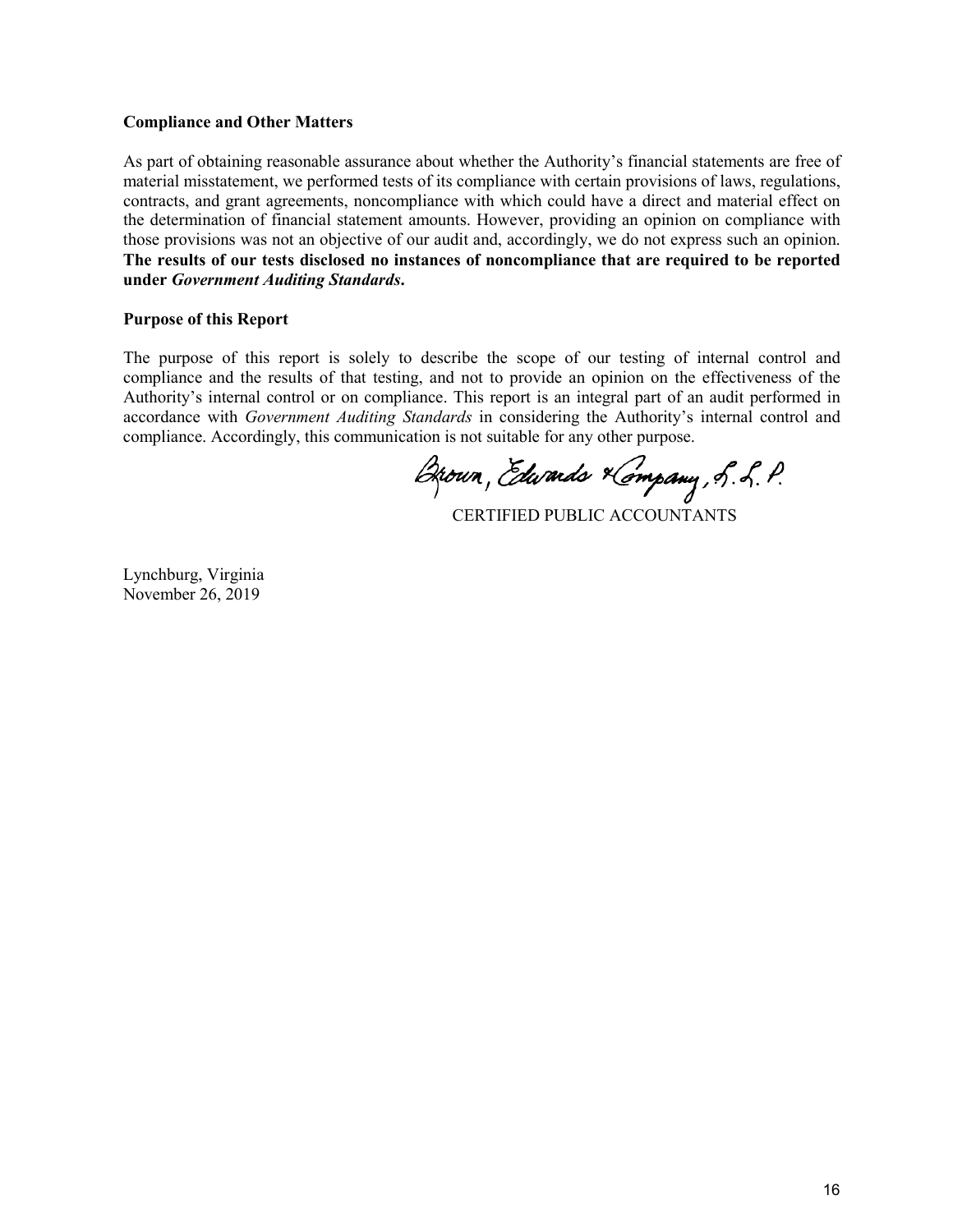**Compliance and Other Matters**

As part of obtaining reasonable assurance about whether the Authority's financial statements are free of material misstatement, we performed tests of its compliance with certain provisions of laws, regulations, contracts, and grant agreements, noncompliance with which could have a direct and material effect on the determination of financial statement amounts. However, providing an opinion on compliance with those provisions was not an objective of our audit and, accordingly, we do not express such an opinion. **The results of our tests disclosed no instances of noncompliance that are required to be reported under *Government Auditing Standards*.**

**Purpose of this Report**

The purpose of this report is solely to describe the scope of our testing of internal control and compliance and the results of that testing, and not to provide an opinion on the effectiveness of the Authority's internal control or on compliance. This report is an integral part of an audit performed in accordance with *Government Auditing Standards* in considering the Authority's internal control and compliance. Accordingly, this communication is not suitable for any other purpose.

Brown, Edwards & Company, S. L. P.

CERTIFIED PUBLIC ACCOUNTANTS

Lynchburg, Virginia
November 26, 2019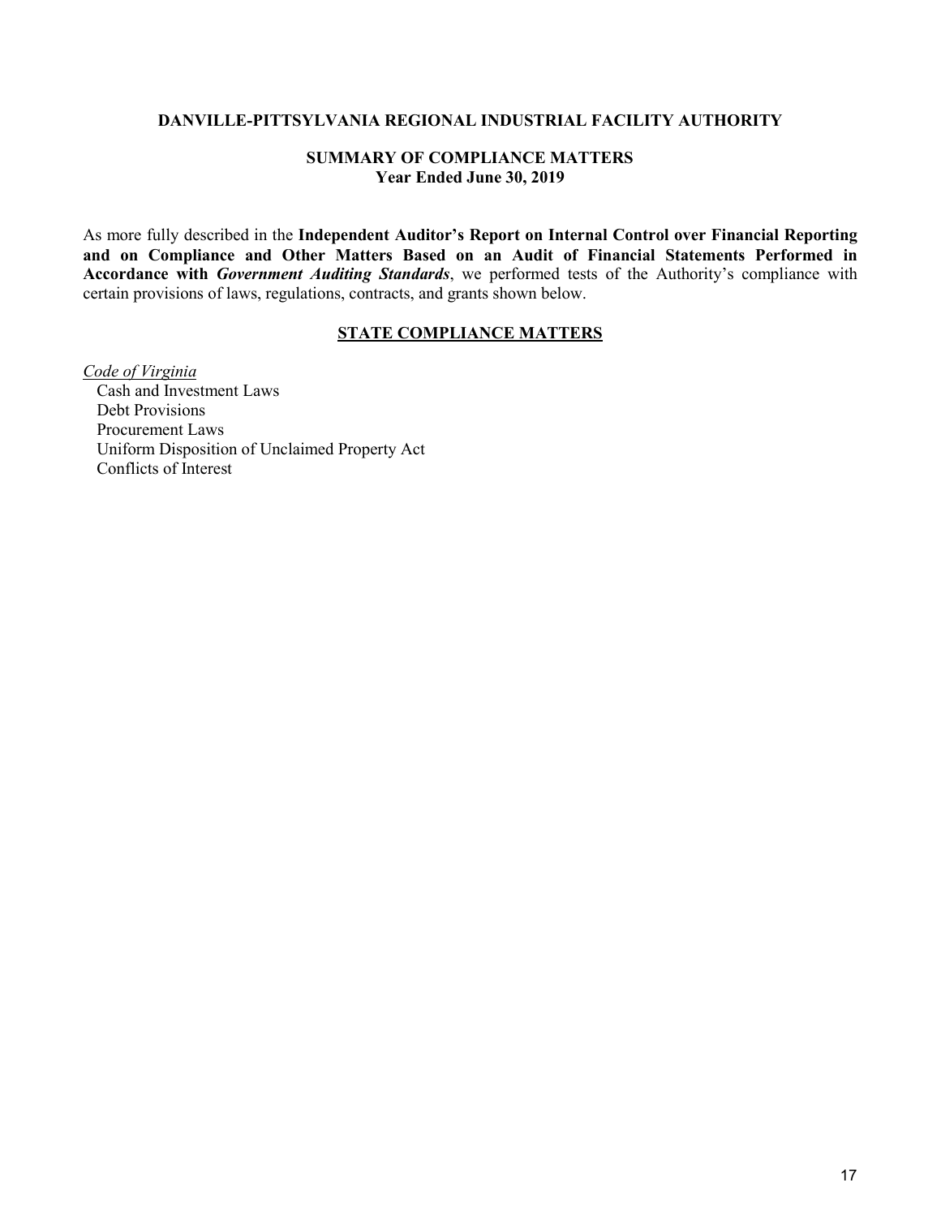**DANVILLE-PITTSYLVANIA REGIONAL INDUSTRIAL FACILITY AUTHORITY**

**SUMMARY OF COMPLIANCE MATTERS**
**Year Ended June 30, 2019**

As more fully described in the **Independent Auditor's Report on Internal Control over Financial Reporting and on Compliance and Other Matters Based on an Audit of Financial Statements Performed in Accordance with *Government Auditing Standards***, we performed tests of the Authority's compliance with certain provisions of laws, regulations, contracts, and grants shown below.

## STATE COMPLIANCE MATTERS

*Code of Virginia*

- Cash and Investment Laws
- Debt Provisions
- Procurement Laws
- Uniform Disposition of Unclaimed Property Act
- Conflicts of Interest